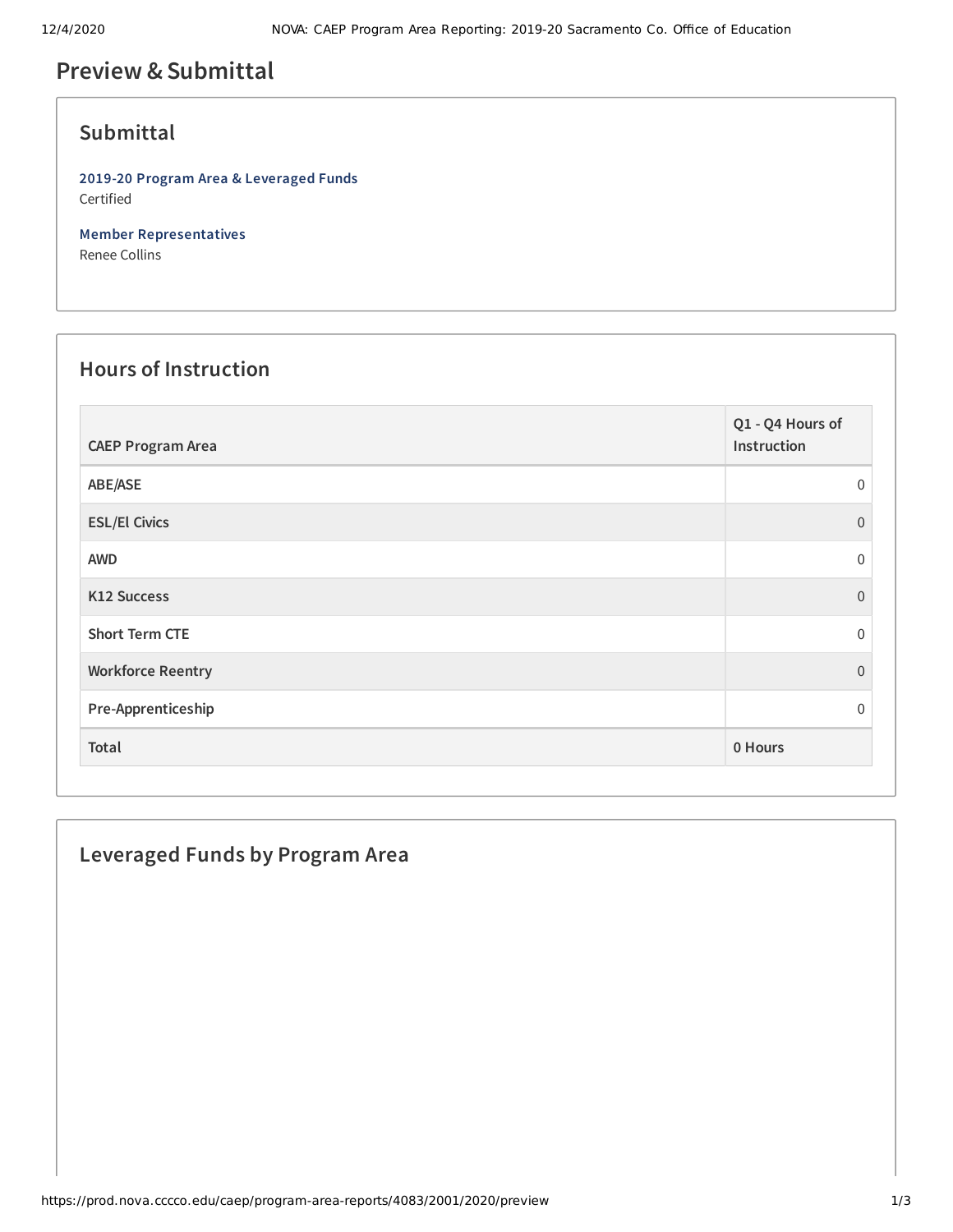# Preview & Submittal

## Submittal

**2019-20 Program Area & Leveraged Funds**
Certified

**Member Representatives**
Renee Collins

## Hours of Instruction

| CAEP Program Area | Q1 - Q4 Hours of Instruction |
|---|---|
| ABE/ASE | 0 |
| ESL/El Civics | 0 |
| AWD | 0 |
| K12 Success | 0 |
| Short Term CTE | 0 |
| Workforce Reentry | 0 |
| Pre-Apprenticeship | 0 |
| **Total** | **0 Hours** |

## Leveraged Funds by Program Area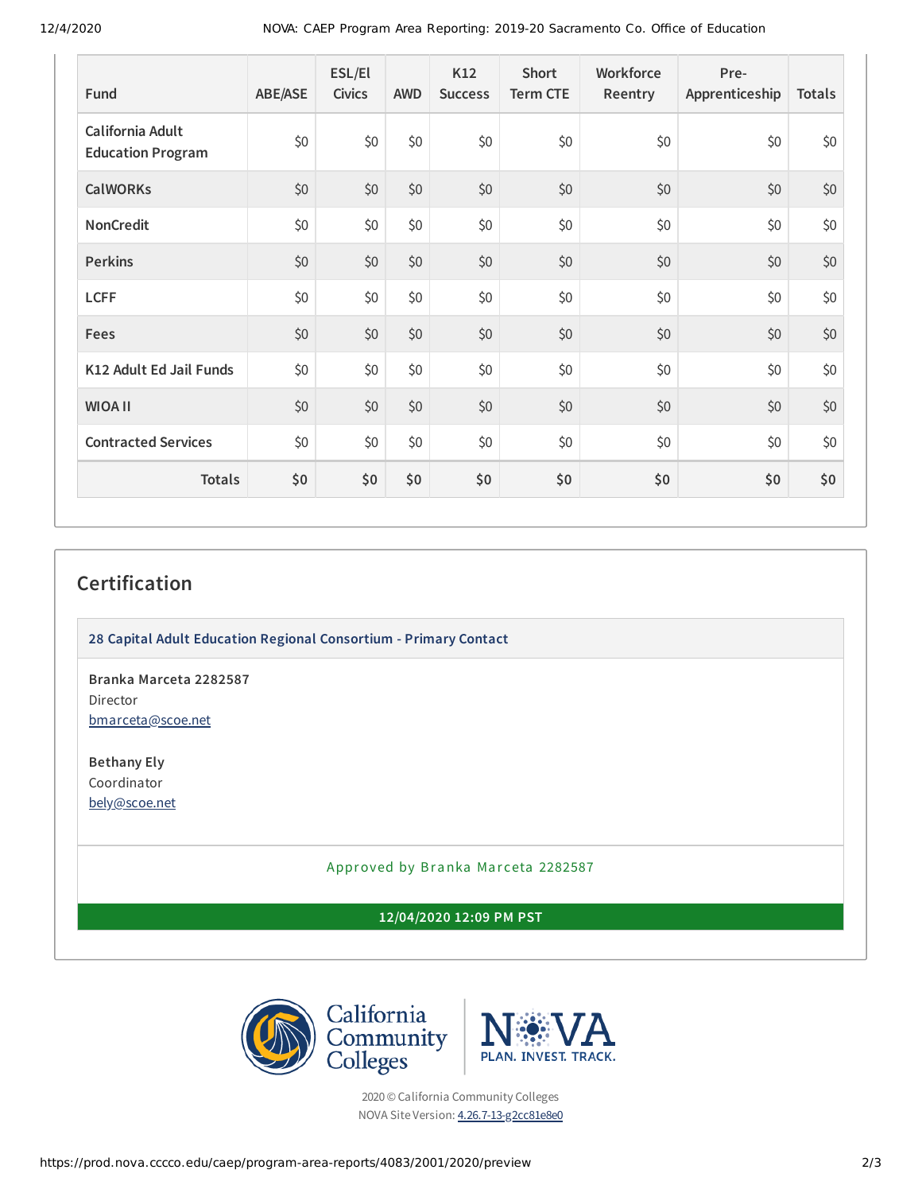| Fund | ABE/ASE | ESL/El Civics | AWD | K12 Success | Short Term CTE | Workforce Reentry | Pre-Apprenticeship | Totals |
|---|---|---|---|---|---|---|---|---|
| California Adult Education Program | $0 | $0 | $0 | $0 | $0 | $0 | $0 | $0 |
| CalWORKs | $0 | $0 | $0 | $0 | $0 | $0 | $0 | $0 |
| NonCredit | $0 | $0 | $0 | $0 | $0 | $0 | $0 | $0 |
| Perkins | $0 | $0 | $0 | $0 | $0 | $0 | $0 | $0 |
| LCFF | $0 | $0 | $0 | $0 | $0 | $0 | $0 | $0 |
| Fees | $0 | $0 | $0 | $0 | $0 | $0 | $0 | $0 |
| K12 Adult Ed Jail Funds | $0 | $0 | $0 | $0 | $0 | $0 | $0 | $0 |
| WIOA II | $0 | $0 | $0 | $0 | $0 | $0 | $0 | $0 |
| Contracted Services | $0 | $0 | $0 | $0 | $0 | $0 | $0 | $0 |
| **Totals** | **$0** | **$0** | **$0** | **$0** | **$0** | **$0** | **$0** | **$0** |

## Certification

**28 Capital Adult Education Regional Consortium - Primary Contact**

**Branka Marceta 2282587**
Director
bmarceta@scoe.net

**Bethany Ely**
Coordinator
bely@scoe.net

Approved by Branka Marceta 2282587

**12/04/2020 12:09 PM PST**

California Community Colleges

NOVA PLAN. INVEST. TRACK.

2020 © California Community Colleges
NOVA Site Version: 4.26.7-13-g2cc81e8e0